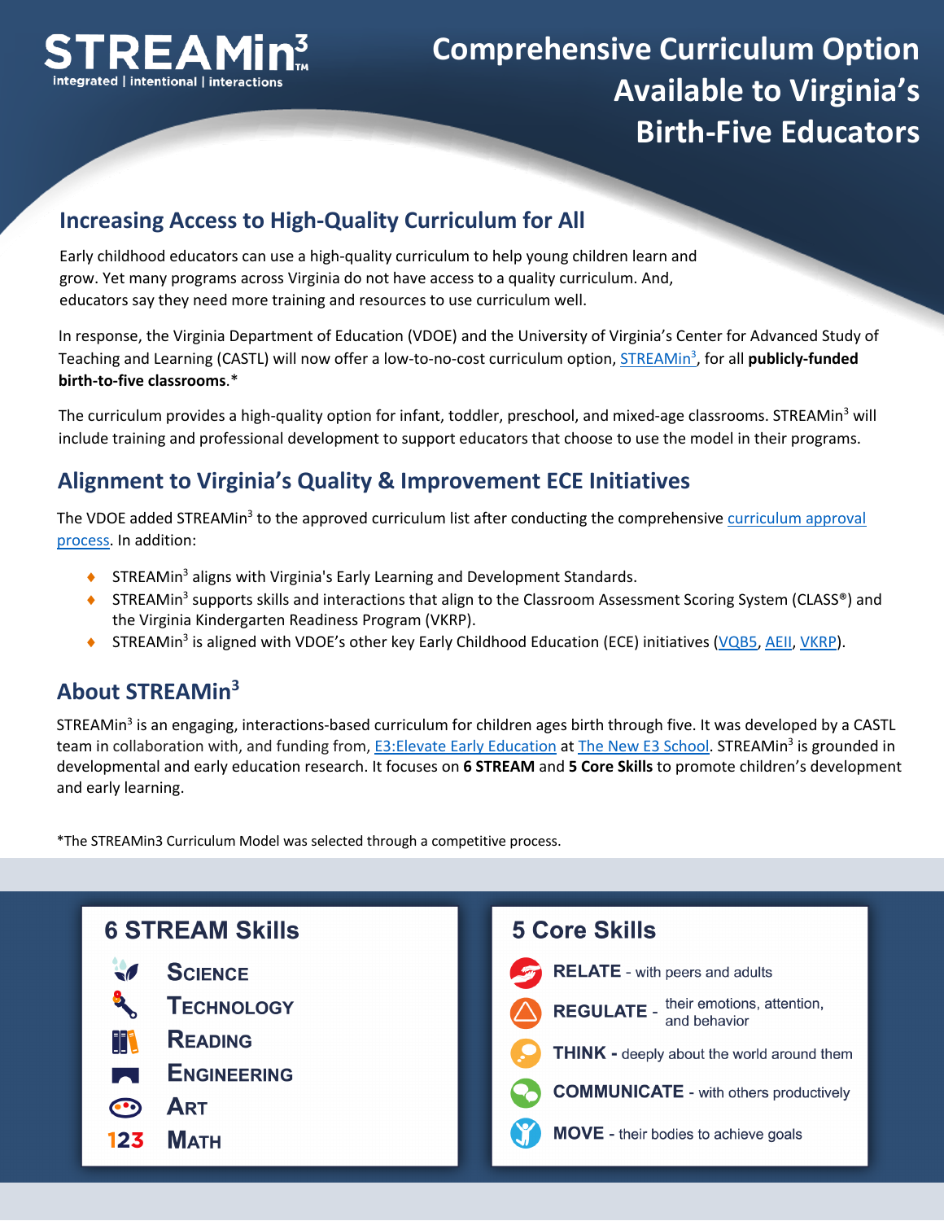# STREAMin³

integrated | intentional | interactions

# Comprehensive Curriculum Option Available to Virginia's Birth-Five Educators

## Increasing Access to High-Quality Curriculum for All

Early childhood educators can use a high-quality curriculum to help young children learn and grow. Yet many programs across Virginia do not have access to a quality curriculum. And, educators say they need more training and resources to use curriculum well.

In response, the Virginia Department of Education (VDOE) and the University of Virginia's Center for Advanced Study of Teaching and Learning (CASTL) will now offer a low-to-no-cost curriculum option, STREAMin³, for all **publicly-funded birth-to-five classrooms**.*

The curriculum provides a high-quality option for infant, toddler, preschool, and mixed-age classrooms. STREAMin³ will include training and professional development to support educators that choose to use the model in their programs.

## Alignment to Virginia's Quality & Improvement ECE Initiatives

The VDOE added STREAMin³ to the approved curriculum list after conducting the comprehensive curriculum approval process. In addition:

- STREAMin³ aligns with Virginia's Early Learning and Development Standards.
- STREAMin³ supports skills and interactions that align to the Classroom Assessment Scoring System (CLASS®) and the Virginia Kindergarten Readiness Program (VKRP).
- STREAMin³ is aligned with VDOE's other key Early Childhood Education (ECE) initiatives (VQB5, AEII, VKRP).

## About STREAMin³

STREAMin³ is an engaging, interactions-based curriculum for children ages birth through five. It was developed by a CASTL team in collaboration with, and funding from, E3:Elevate Early Education at The New E3 School. STREAMin³ is grounded in developmental and early education research. It focuses on **6 STREAM** and **5 Core Skills** to promote children's development and early learning.

*The STREAMin3 Curriculum Model was selected through a competitive process.

### 6 STREAM Skills

- Science
- Technology
- Reading
- Engineering
- Art
- Math

### 5 Core Skills

- **RELATE** - with peers and adults
- **REGULATE** - their emotions, attention, and behavior
- **THINK** - deeply about the world around them
- **COMMUNICATE** - with others productively
- **MOVE** - their bodies to achieve goals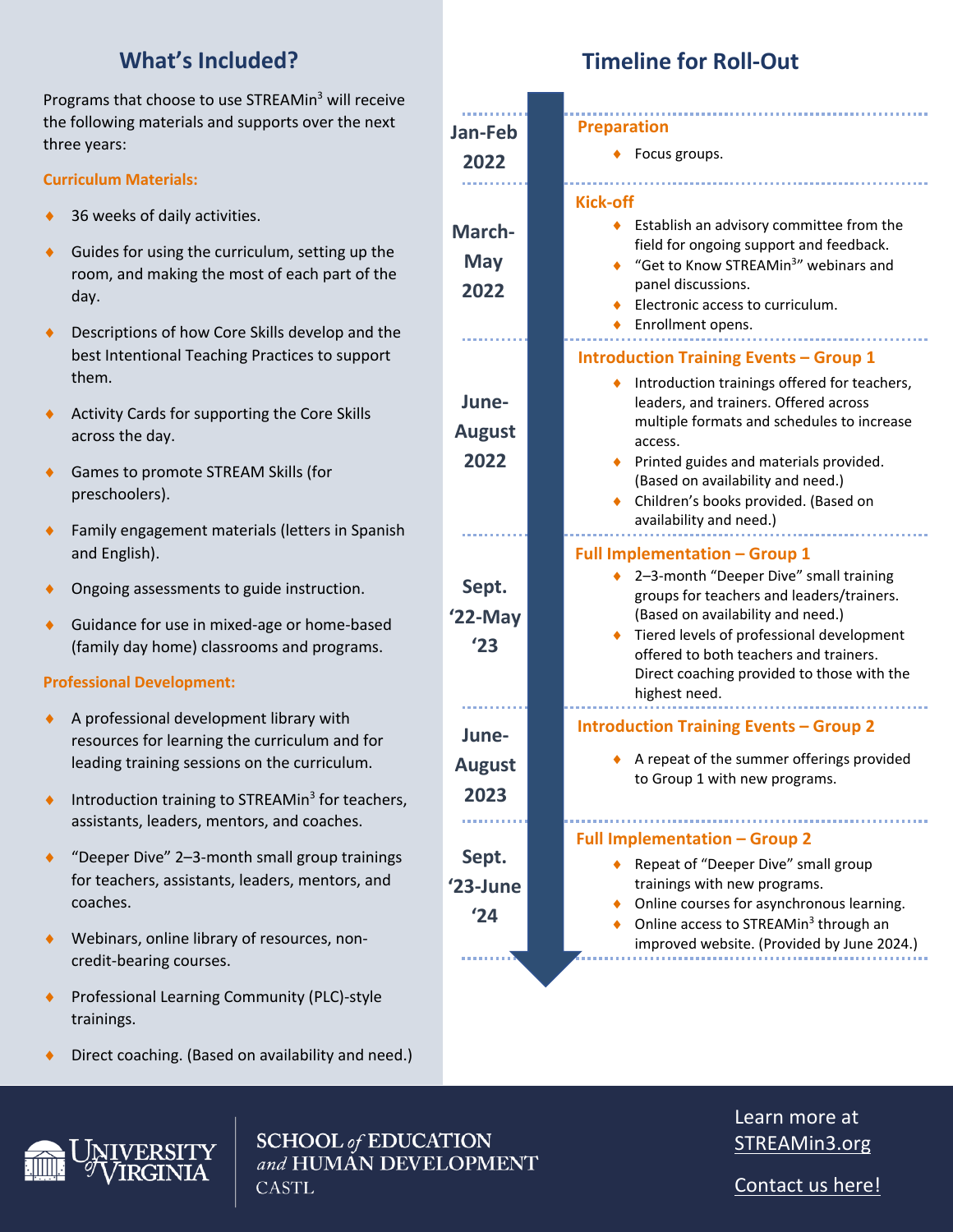## What's Included?

Programs that choose to use STREAMin$^3$ will receive the following materials and supports over the next three years:

**Curriculum Materials:**

- 36 weeks of daily activities.
- Guides for using the curriculum, setting up the room, and making the most of each part of the day.
- Descriptions of how Core Skills develop and the best Intentional Teaching Practices to support them.
- Activity Cards for supporting the Core Skills across the day.
- Games to promote STREAM Skills (for preschoolers).
- Family engagement materials (letters in Spanish and English).
- Ongoing assessments to guide instruction.
- Guidance for use in mixed-age or home-based (family day home) classrooms and programs.

**Professional Development:**

- A professional development library with resources for learning the curriculum and for leading training sessions on the curriculum.
- Introduction training to STREAMin$^3$ for teachers, assistants, leaders, mentors, and coaches.
- "Deeper Dive" 2–3-month small group trainings for teachers, assistants, leaders, mentors, and coaches.
- Webinars, online library of resources, non-credit-bearing courses.
- Professional Learning Community (PLC)-style trainings.
- Direct coaching. (Based on availability and need.)

## Timeline for Roll-Out

**Jan-Feb 2022**

**Preparation**
- Focus groups.

**March-May 2022**

**Kick-off**
- Establish an advisory committee from the field for ongoing support and feedback.
- "Get to Know STREAMin$^3$" webinars and panel discussions.
- Electronic access to curriculum.
- Enrollment opens.

**June-August 2022**

**Introduction Training Events – Group 1**
- Introduction trainings offered for teachers, leaders, and trainers. Offered across multiple formats and schedules to increase access.
- Printed guides and materials provided. (Based on availability and need.)
- Children's books provided. (Based on availability and need.)

**Sept. '22-May '23**

**Full Implementation – Group 1**
- 2–3-month "Deeper Dive" small training groups for teachers and leaders/trainers. (Based on availability and need.)
- Tiered levels of professional development offered to both teachers and trainers. Direct coaching provided to those with the highest need.

**June-August 2023**

**Introduction Training Events – Group 2**
- A repeat of the summer offerings provided to Group 1 with new programs.

**Sept. '23-June '24**

**Full Implementation – Group 2**
- Repeat of "Deeper Dive" small group trainings with new programs.
- Online courses for asynchronous learning.
- Online access to STREAMin$^3$ through an improved website. (Provided by June 2024.)

University of Virginia | School of Education and Human Development | CASTL

Learn more at STREAMin3.org

Contact us here!